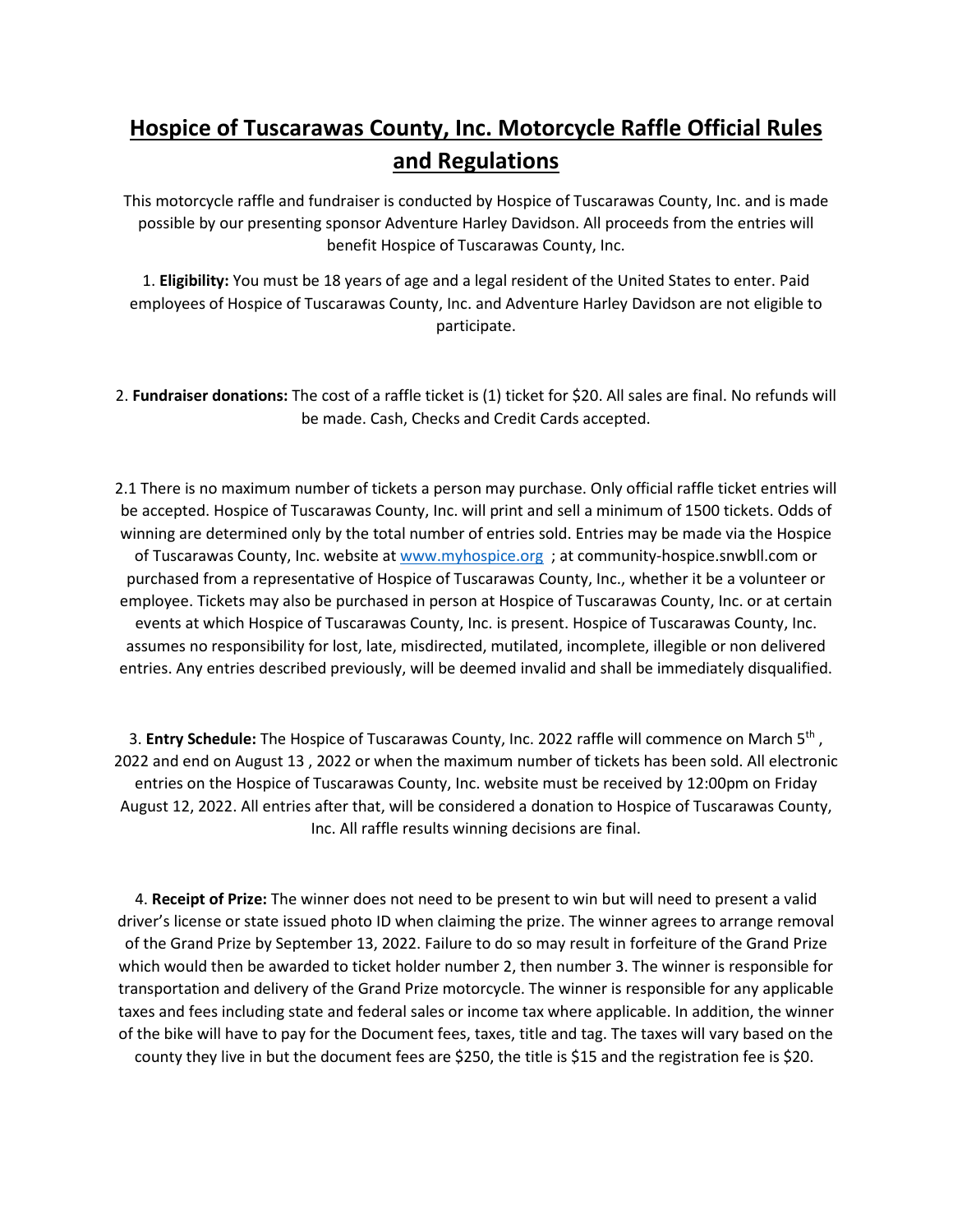# Hospice of Tuscarawas County, Inc. Motorcycle Raffle Official Rules and Regulations

This motorcycle raffle and fundraiser is conducted by Hospice of Tuscarawas County, Inc. and is made possible by our presenting sponsor Adventure Harley Davidson. All proceeds from the entries will benefit Hospice of Tuscarawas County, Inc.

1. **Eligibility:** You must be 18 years of age and a legal resident of the United States to enter. Paid employees of Hospice of Tuscarawas County, Inc. and Adventure Harley Davidson are not eligible to participate.

2. **Fundraiser donations:** The cost of a raffle ticket is (1) ticket for $20. All sales are final. No refunds will be made. Cash, Checks and Credit Cards accepted.

2.1 There is no maximum number of tickets a person may purchase. Only official raffle ticket entries will be accepted. Hospice of Tuscarawas County, Inc. will print and sell a minimum of 1500 tickets. Odds of winning are determined only by the total number of entries sold. Entries may be made via the Hospice of Tuscarawas County, Inc. website at [www.myhospice.org](http://www.myhospice.org) ; at community-hospice.snwbll.com or purchased from a representative of Hospice of Tuscarawas County, Inc., whether it be a volunteer or employee. Tickets may also be purchased in person at Hospice of Tuscarawas County, Inc. or at certain events at which Hospice of Tuscarawas County, Inc. is present. Hospice of Tuscarawas County, Inc. assumes no responsibility for lost, late, misdirected, mutilated, incomplete, illegible or non delivered entries. Any entries described previously, will be deemed invalid and shall be immediately disqualified.

3. **Entry Schedule:** The Hospice of Tuscarawas County, Inc. 2022 raffle will commence on March 5th , 2022 and end on August 13 , 2022 or when the maximum number of tickets has been sold. All electronic entries on the Hospice of Tuscarawas County, Inc. website must be received by 12:00pm on Friday August 12, 2022. All entries after that, will be considered a donation to Hospice of Tuscarawas County, Inc. All raffle results winning decisions are final.

4. **Receipt of Prize:** The winner does not need to be present to win but will need to present a valid driver's license or state issued photo ID when claiming the prize. The winner agrees to arrange removal of the Grand Prize by September 13, 2022. Failure to do so may result in forfeiture of the Grand Prize which would then be awarded to ticket holder number 2, then number 3. The winner is responsible for transportation and delivery of the Grand Prize motorcycle. The winner is responsible for any applicable taxes and fees including state and federal sales or income tax where applicable. In addition, the winner of the bike will have to pay for the Document fees, taxes, title and tag. The taxes will vary based on the county they live in but the document fees are $250, the title is $15 and the registration fee is $20.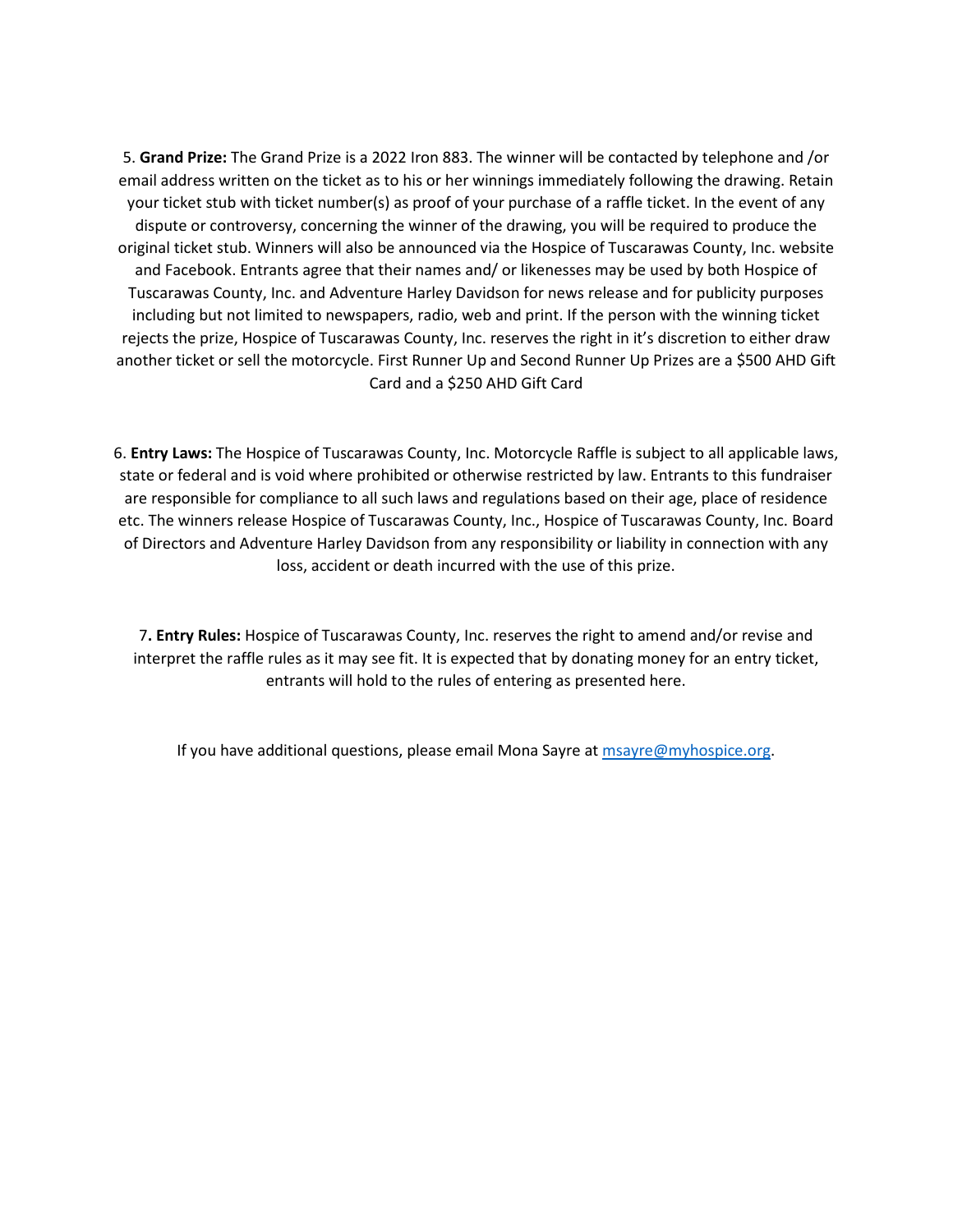5. **Grand Prize:** The Grand Prize is a 2022 Iron 883. The winner will be contacted by telephone and /or email address written on the ticket as to his or her winnings immediately following the drawing. Retain your ticket stub with ticket number(s) as proof of your purchase of a raffle ticket. In the event of any dispute or controversy, concerning the winner of the drawing, you will be required to produce the original ticket stub. Winners will also be announced via the Hospice of Tuscarawas County, Inc. website and Facebook. Entrants agree that their names and/ or likenesses may be used by both Hospice of Tuscarawas County, Inc. and Adventure Harley Davidson for news release and for publicity purposes including but not limited to newspapers, radio, web and print. If the person with the winning ticket rejects the prize, Hospice of Tuscarawas County, Inc. reserves the right in it's discretion to either draw another ticket or sell the motorcycle. First Runner Up and Second Runner Up Prizes are a $500 AHD Gift Card and a $250 AHD Gift Card

6. **Entry Laws:** The Hospice of Tuscarawas County, Inc. Motorcycle Raffle is subject to all applicable laws, state or federal and is void where prohibited or otherwise restricted by law. Entrants to this fundraiser are responsible for compliance to all such laws and regulations based on their age, place of residence etc. The winners release Hospice of Tuscarawas County, Inc., Hospice of Tuscarawas County, Inc. Board of Directors and Adventure Harley Davidson from any responsibility or liability in connection with any loss, accident or death incurred with the use of this prize.

7**. Entry Rules:** Hospice of Tuscarawas County, Inc. reserves the right to amend and/or revise and interpret the raffle rules as it may see fit. It is expected that by donating money for an entry ticket, entrants will hold to the rules of entering as presented here.

If you have additional questions, please email Mona Sayre at [msayre@myhospice.org](mailto:msayre@myhospice.org).